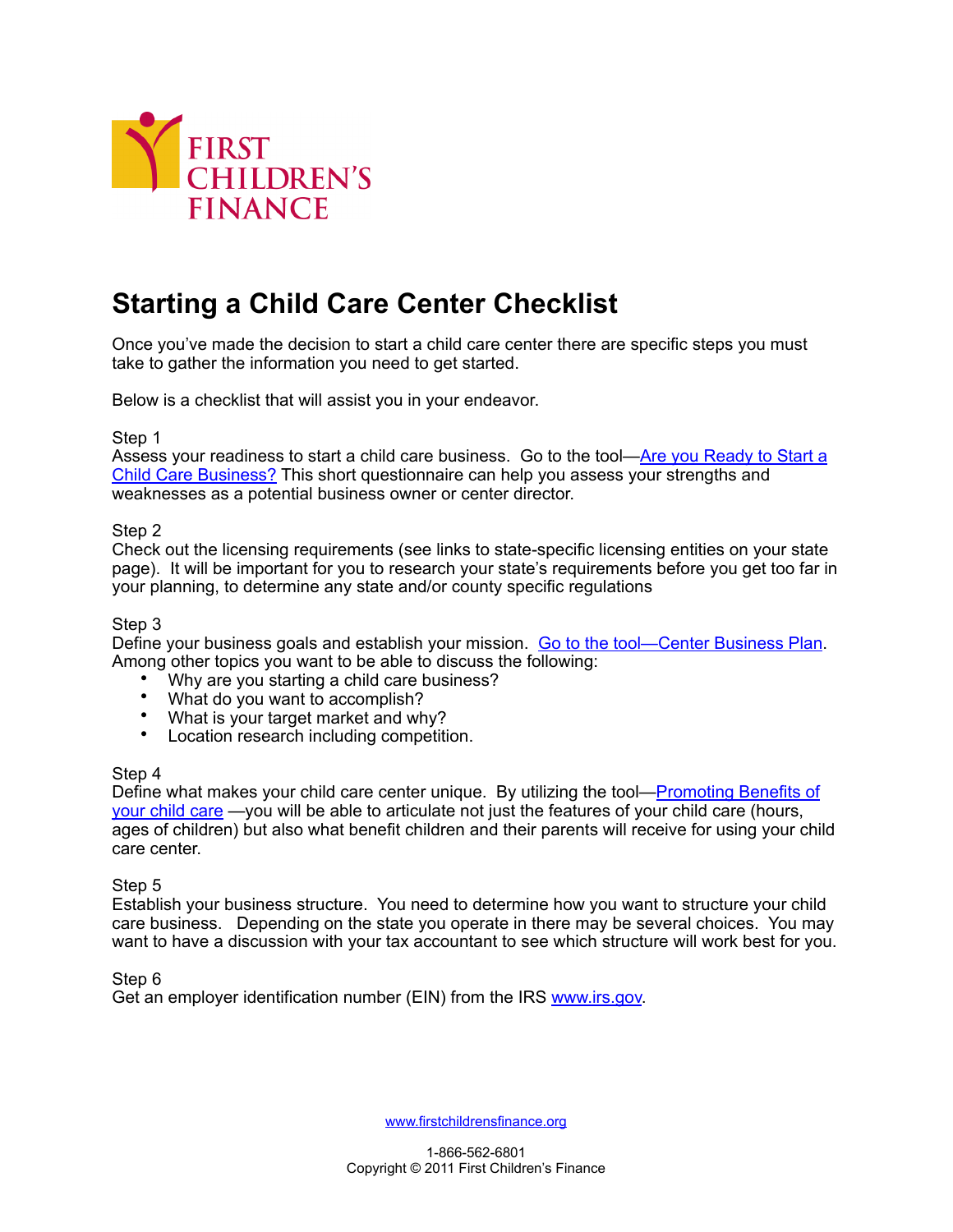FIRST CHILDREN'S FINANCE

# Starting a Child Care Center Checklist

Once you've made the decision to start a child care center there are specific steps you must take to gather the information you need to get started.

Below is a checklist that will assist you in your endeavor.

Step 1
Assess your readiness to start a child care business. Go to the tool—Are you Ready to Start a Child Care Business? This short questionnaire can help you assess your strengths and weaknesses as a potential business owner or center director.

Step 2
Check out the licensing requirements (see links to state-specific licensing entities on your state page). It will be important for you to research your state's requirements before you get too far in your planning, to determine any state and/or county specific regulations

Step 3
Define your business goals and establish your mission. Go to the tool—Center Business Plan. Among other topics you want to be able to discuss the following:

- Why are you starting a child care business?
- What do you want to accomplish?
- What is your target market and why?
- Location research including competition.

Step 4
Define what makes your child care center unique. By utilizing the tool—Promoting Benefits of your child care —you will be able to articulate not just the features of your child care (hours, ages of children) but also what benefit children and their parents will receive for using your child care center.

Step 5
Establish your business structure. You need to determine how you want to structure your child care business. Depending on the state you operate in there may be several choices. You may want to have a discussion with your tax accountant to see which structure will work best for you.

Step 6
Get an employer identification number (EIN) from the IRS www.irs.gov.

www.firstchildrensfinance.org

1-866-562-6801
Copyright © 2011 First Children's Finance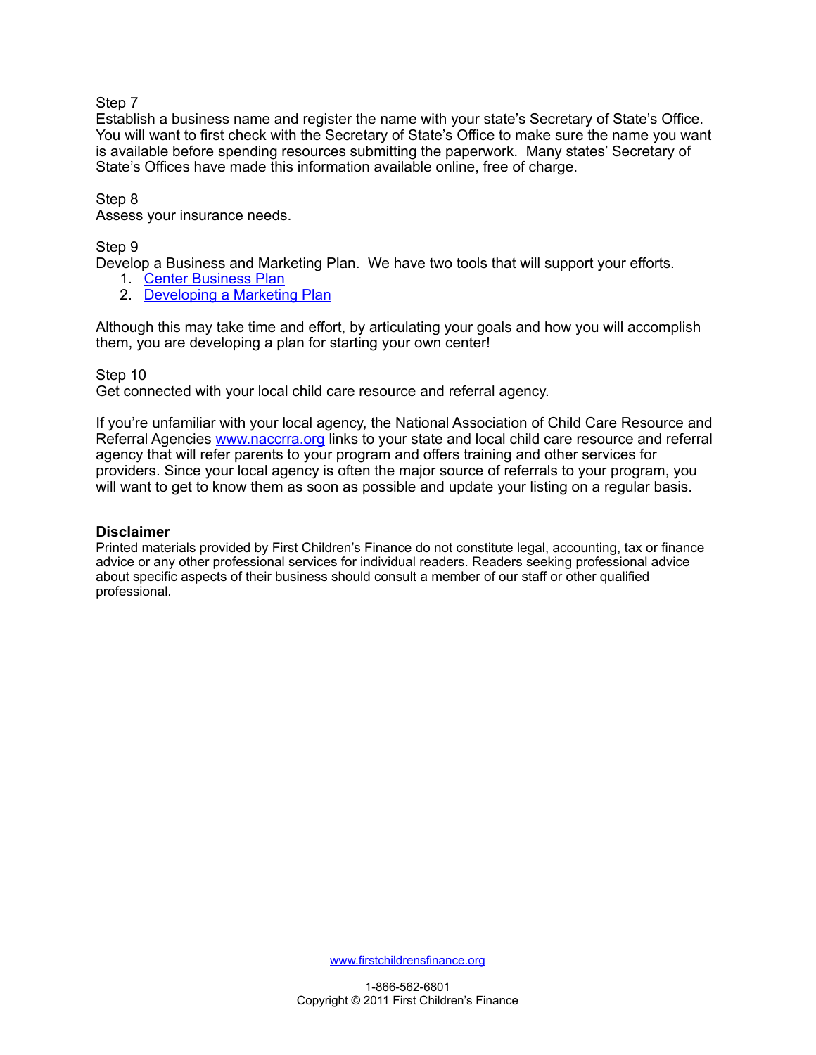Step 7

Establish a business name and register the name with your state's Secretary of State's Office. You will want to first check with the Secretary of State's Office to make sure the name you want is available before spending resources submitting the paperwork. Many states' Secretary of State's Offices have made this information available online, free of charge.

Step 8

Assess your insurance needs.

Step 9

Develop a Business and Marketing Plan. We have two tools that will support your efforts.

1. Center Business Plan
2. Developing a Marketing Plan

Although this may take time and effort, by articulating your goals and how you will accomplish them, you are developing a plan for starting your own center!

Step 10

Get connected with your local child care resource and referral agency.

If you're unfamiliar with your local agency, the National Association of Child Care Resource and Referral Agencies www.naccrra.org links to your state and local child care resource and referral agency that will refer parents to your program and offers training and other services for providers. Since your local agency is often the major source of referrals to your program, you will want to get to know them as soon as possible and update your listing on a regular basis.

**Disclaimer**

Printed materials provided by First Children's Finance do not constitute legal, accounting, tax or finance advice or any other professional services for individual readers. Readers seeking professional advice about specific aspects of their business should consult a member of our staff or other qualified professional.

www.firstchildrensfinance.org

1-866-562-6801

Copyright © 2011 First Children's Finance